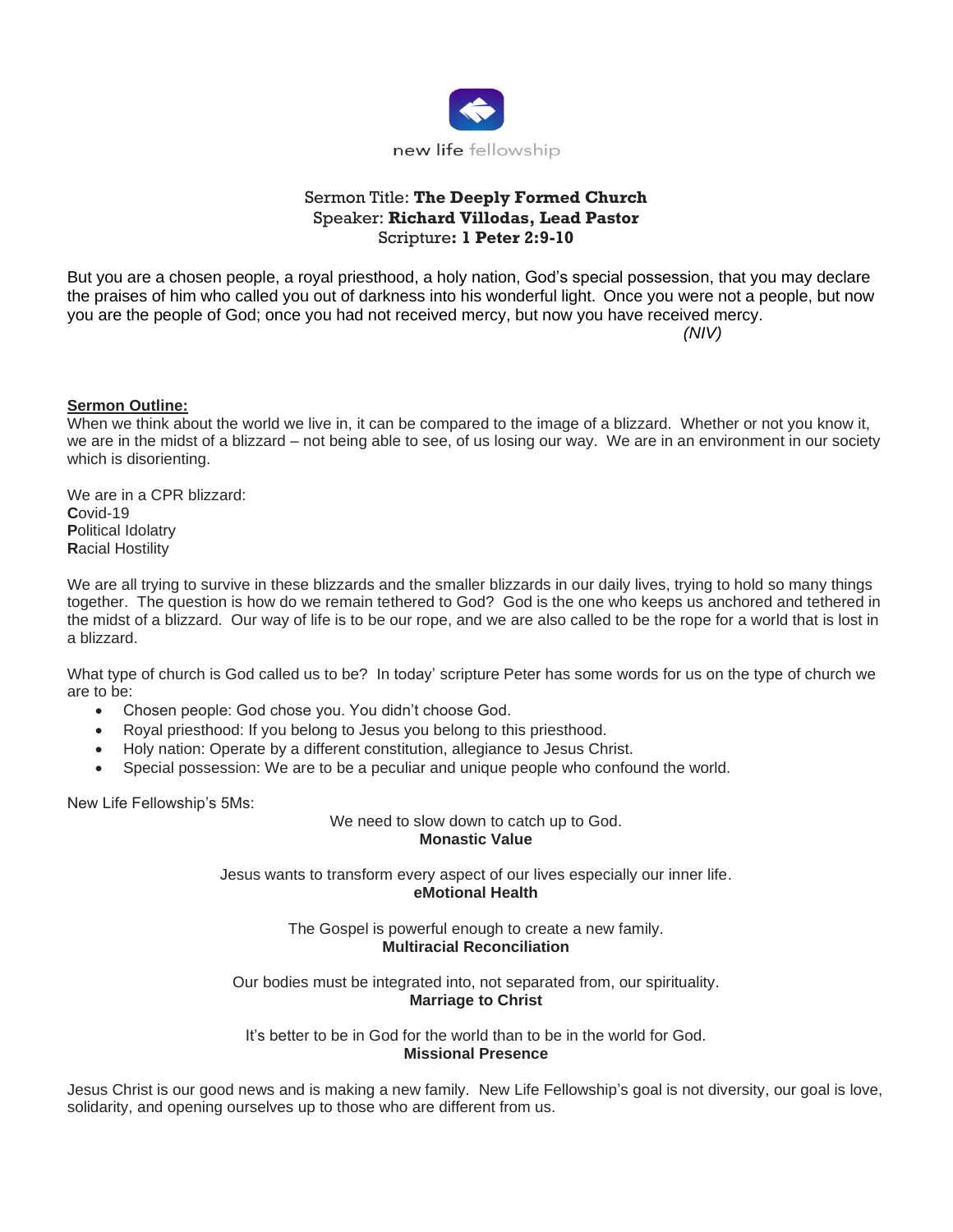new life fellowship

Sermon Title: **The Deeply Formed Church**
Speaker: **Richard Villodas, Lead Pastor**
Scripture**: 1 Peter 2:9-10**

But you are a chosen people, a royal priesthood, a holy nation, God's special possession, that you may declare the praises of him who called you out of darkness into his wonderful light. Once you were not a people, but now you are the people of God; once you had not received mercy, but now you have received mercy.
*(NIV)*

**Sermon Outline:**

When we think about the world we live in, it can be compared to the image of a blizzard. Whether or not you know it, we are in the midst of a blizzard – not being able to see, of us losing our way. We are in an environment in our society which is disorienting.

We are in a CPR blizzard:
**C**ovid-19
**P**olitical Idolatry
**R**acial Hostility

We are all trying to survive in these blizzards and the smaller blizzards in our daily lives, trying to hold so many things together. The question is how do we remain tethered to God? God is the one who keeps us anchored and tethered in the midst of a blizzard. Our way of life is to be our rope, and we are also called to be the rope for a world that is lost in a blizzard.

What type of church is God called us to be? In today' scripture Peter has some words for us on the type of church we are to be:

- Chosen people: God chose you. You didn't choose God.
- Royal priesthood: If you belong to Jesus you belong to this priesthood.
- Holy nation: Operate by a different constitution, allegiance to Jesus Christ.
- Special possession: We are to be a peculiar and unique people who confound the world.

New Life Fellowship's 5Ms:

We need to slow down to catch up to God.
**Monastic Value**

Jesus wants to transform every aspect of our lives especially our inner life.
**eMotional Health**

The Gospel is powerful enough to create a new family.
**Multiracial Reconciliation**

Our bodies must be integrated into, not separated from, our spirituality.
**Marriage to Christ**

It's better to be in God for the world than to be in the world for God.
**Missional Presence**

Jesus Christ is our good news and is making a new family. New Life Fellowship's goal is not diversity, our goal is love, solidarity, and opening ourselves up to those who are different from us.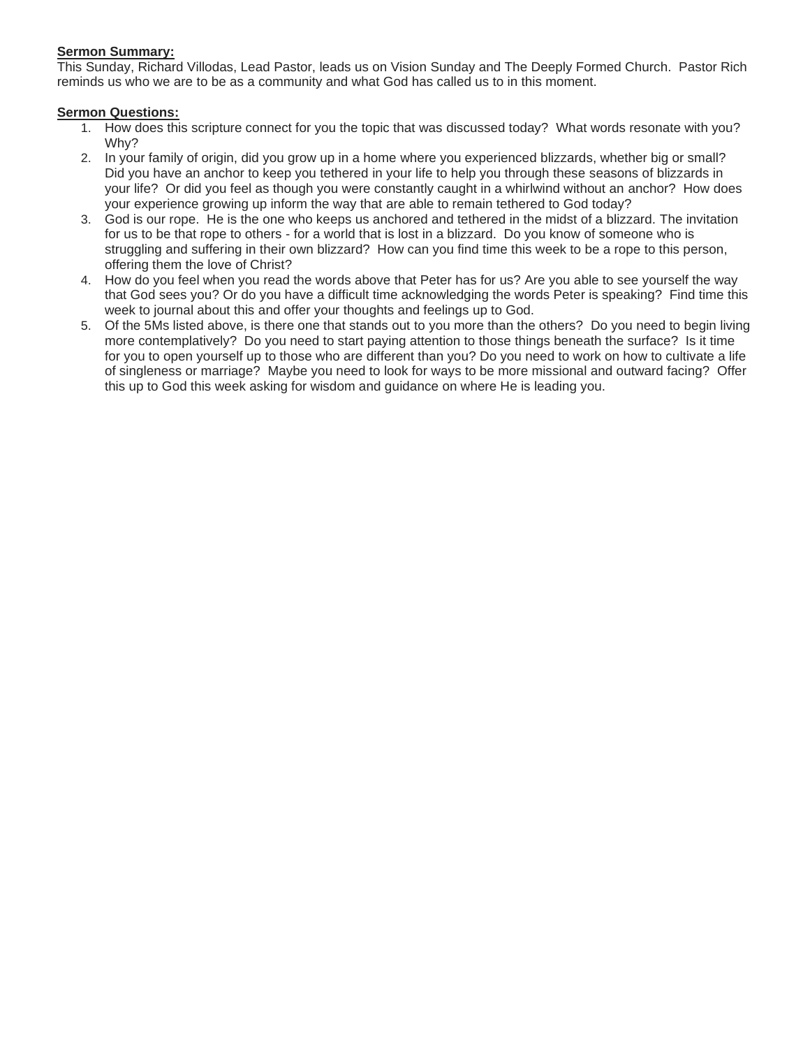**Sermon Summary:**

This Sunday, Richard Villodas, Lead Pastor, leads us on Vision Sunday and The Deeply Formed Church. Pastor Rich reminds us who we are to be as a community and what God has called us to in this moment.

**Sermon Questions:**

1. How does this scripture connect for you the topic that was discussed today? What words resonate with you? Why?
2. In your family of origin, did you grow up in a home where you experienced blizzards, whether big or small? Did you have an anchor to keep you tethered in your life to help you through these seasons of blizzards in your life? Or did you feel as though you were constantly caught in a whirlwind without an anchor? How does your experience growing up inform the way that are able to remain tethered to God today?
3. God is our rope. He is the one who keeps us anchored and tethered in the midst of a blizzard. The invitation for us to be that rope to others - for a world that is lost in a blizzard. Do you know of someone who is struggling and suffering in their own blizzard? How can you find time this week to be a rope to this person, offering them the love of Christ?
4. How do you feel when you read the words above that Peter has for us? Are you able to see yourself the way that God sees you? Or do you have a difficult time acknowledging the words Peter is speaking? Find time this week to journal about this and offer your thoughts and feelings up to God.
5. Of the 5Ms listed above, is there one that stands out to you more than the others? Do you need to begin living more contemplatively? Do you need to start paying attention to those things beneath the surface? Is it time for you to open yourself up to those who are different than you? Do you need to work on how to cultivate a life of singleness or marriage? Maybe you need to look for ways to be more missional and outward facing? Offer this up to God this week asking for wisdom and guidance on where He is leading you.